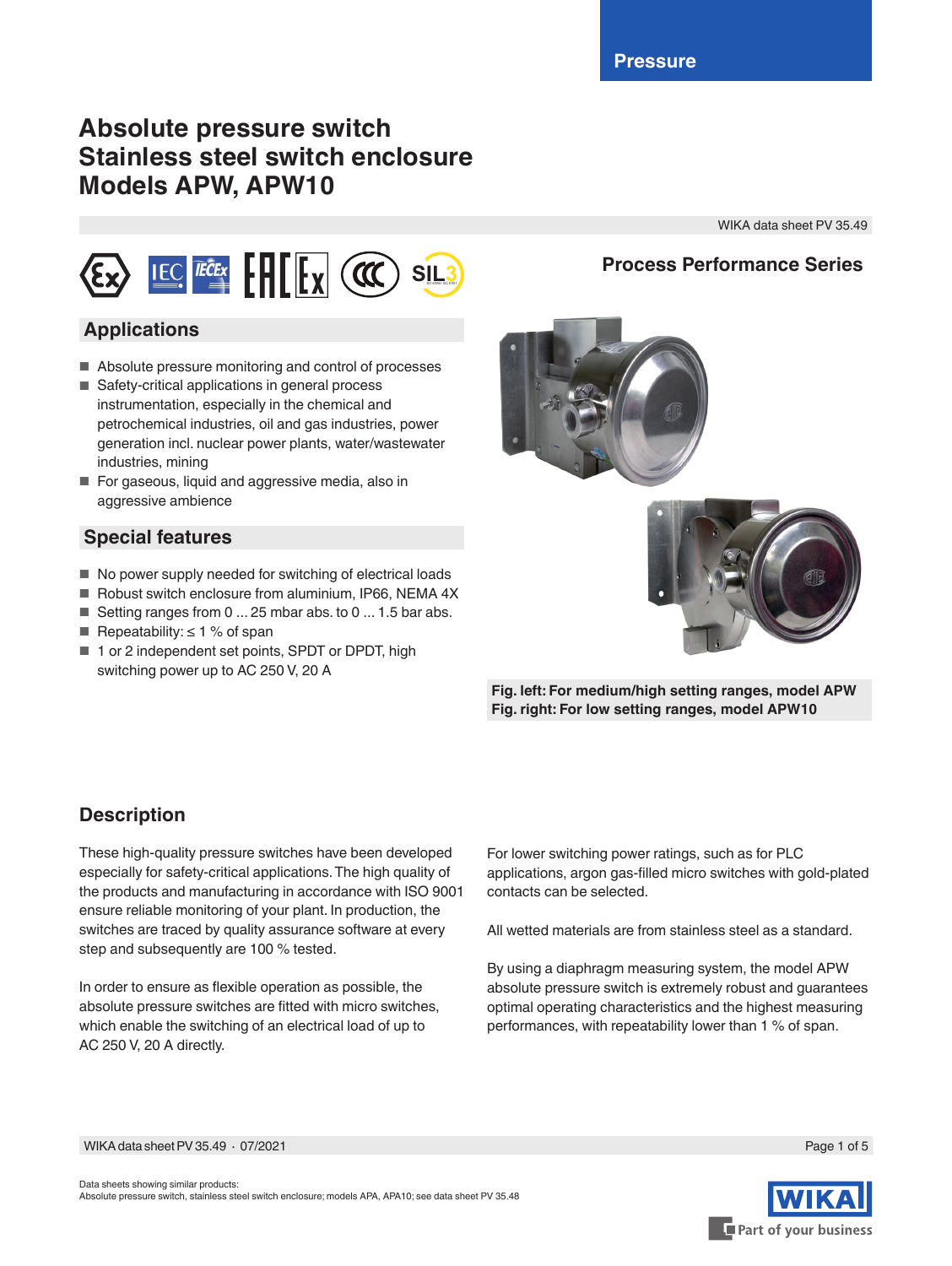Pressure

# Absolute pressure switch
# Stainless steel switch enclosure
# Models APW, APW10

WIKA data sheet PV 35.49

**Process Performance Series**

## Applications

- Absolute pressure monitoring and control of processes
- Safety-critical applications in general process instrumentation, especially in the chemical and petrochemical industries, oil and gas industries, power generation incl. nuclear power plants, water/wastewater industries, mining
- For gaseous, liquid and aggressive media, also in aggressive ambience

## Special features

- No power supply needed for switching of electrical loads
- Robust switch enclosure from aluminium, IP66, NEMA 4X
- Setting ranges from 0 ... 25 mbar abs. to 0 ... 1.5 bar abs.
- Repeatability: ≤ 1 % of span
- 1 or 2 independent set points, SPDT or DPDT, high switching power up to AC 250 V, 20 A

**Fig. left: For medium/high setting ranges, model APW**
**Fig. right: For low setting ranges, model APW10**

## Description

These high-quality pressure switches have been developed especially for safety-critical applications. The high quality of the products and manufacturing in accordance with ISO 9001 ensure reliable monitoring of your plant. In production, the switches are traced by quality assurance software at every step and subsequently are 100 % tested.

In order to ensure as flexible operation as possible, the absolute pressure switches are fitted with micro switches, which enable the switching of an electrical load of up to AC 250 V, 20 A directly.

For lower switching power ratings, such as for PLC applications, argon gas-filled micro switches with gold-plated contacts can be selected.

All wetted materials are from stainless steel as a standard.

By using a diaphragm measuring system, the model APW absolute pressure switch is extremely robust and guarantees optimal operating characteristics and the highest measuring performances, with repeatability lower than 1 % of span.

Data sheets showing similar products:
Absolute pressure switch, stainless steel switch enclosure; models APA, APA10; see data sheet PV 35.48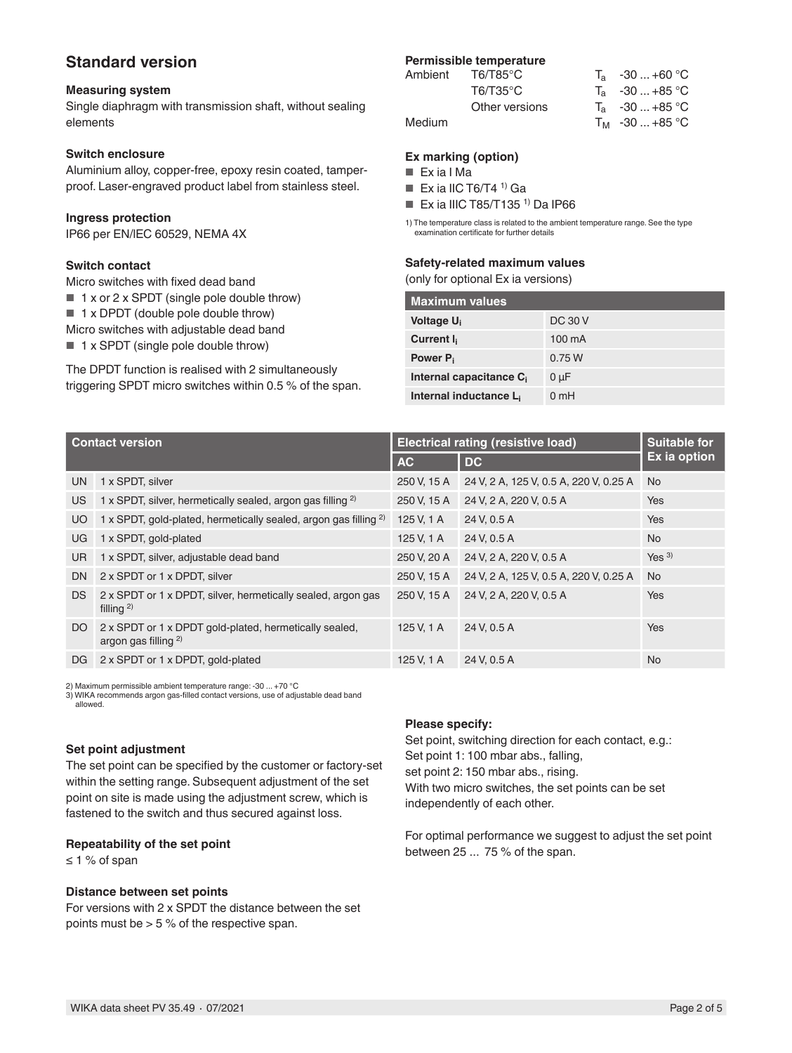## Standard version

### Measuring system

Single diaphragm with transmission shaft, without sealing elements

### Switch enclosure

Aluminium alloy, copper-free, epoxy resin coated, tamper-proof. Laser-engraved product label from stainless steel.

### Ingress protection

IP66 per EN/IEC 60529, NEMA 4X

### Switch contact

Micro switches with fixed dead band

- 1 x or 2 x SPDT (single pole double throw)
- 1 x DPDT (double pole double throw)

Micro switches with adjustable dead band

- 1 x SPDT (single pole double throw)

The DPDT function is realised with 2 simultaneously triggering SPDT micro switches within 0.5 % of the span.

### Permissible temperature

| | | | |
|---|---|---|---|
| Ambient | T6/T85°C | $T_a$ | -30 ... +60 °C |
| | T6/T35°C | $T_a$ | -30 ... +85 °C |
| | Other versions | $T_a$ | -30 ... +85 °C |
| Medium | | $T_M$ | -30 ... +85 °C |

### Ex marking (option)

- Ex ia I Ma
- Ex ia IIC T6/T4 [1] Ga
- Ex ia IIIC T85/T135 [1] Da IP66

1) The temperature class is related to the ambient temperature range. See the type examination certificate for further details

### Safety-related maximum values

(only for optional Ex ia versions)

| Maximum values | |
|---|---|
| Voltage $U_i$ | DC 30 V |
| Current $I_i$ | 100 mA |
| Power $P_i$ | 0.75 W |
| Internal capacitance $C_i$ | 0 µF |
| Internal inductance $L_i$ | 0 mH |

| Contact version | | Electrical rating (resistive load) | | Suitable for Ex ia option |
|---|---|---|---|---|
| | | AC | DC | |
| UN | 1 x SPDT, silver | 250 V, 15 A | 24 V, 2 A, 125 V, 0.5 A, 220 V, 0.25 A | No |
| US | 1 x SPDT, silver, hermetically sealed, argon gas filling [2] | 250 V, 15 A | 24 V, 2 A, 220 V, 0.5 A | Yes |
| UO | 1 x SPDT, gold-plated, hermetically sealed, argon gas filling [2] | 125 V, 1 A | 24 V, 0.5 A | Yes |
| UG | 1 x SPDT, gold-plated | 125 V, 1 A | 24 V, 0.5 A | No |
| UR | 1 x SPDT, silver, adjustable dead band | 250 V, 20 A | 24 V, 2 A, 220 V, 0.5 A | Yes [3] |
| DN | 2 x SPDT or 1 x DPDT, silver | 250 V, 15 A | 24 V, 2 A, 125 V, 0.5 A, 220 V, 0.25 A | No |
| DS | 2 x SPDT or 1 x DPDT, silver, hermetically sealed, argon gas filling [2] | 250 V, 15 A | 24 V, 2 A, 220 V, 0.5 A | Yes |
| DO | 2 x SPDT or 1 x DPDT gold-plated, hermetically sealed, argon gas filling [2] | 125 V, 1 A | 24 V, 0.5 A | Yes |
| DG | 2 x SPDT or 1 x DPDT, gold-plated | 125 V, 1 A | 24 V, 0.5 A | No |

2) Maximum permissible ambient temperature range: -30 ... +70 °C
3) WIKA recommends argon gas-filled contact versions, use of adjustable dead band allowed.

### Set point adjustment

The set point can be specified by the customer or factory-set within the setting range. Subsequent adjustment of the set point on site is made using the adjustment screw, which is fastened to the switch and thus secured against loss.

### Repeatability of the set point

≤ 1 % of span

### Distance between set points

For versions with 2 x SPDT the distance between the set points must be > 5 % of the respective span.

### Please specify:

Set point, switching direction for each contact, e.g.:
Set point 1: 100 mbar abs., falling,
set point 2: 150 mbar abs., rising.
With two micro switches, the set points can be set independently of each other.

For optimal performance we suggest to adjust the set point between 25 ... 75 % of the span.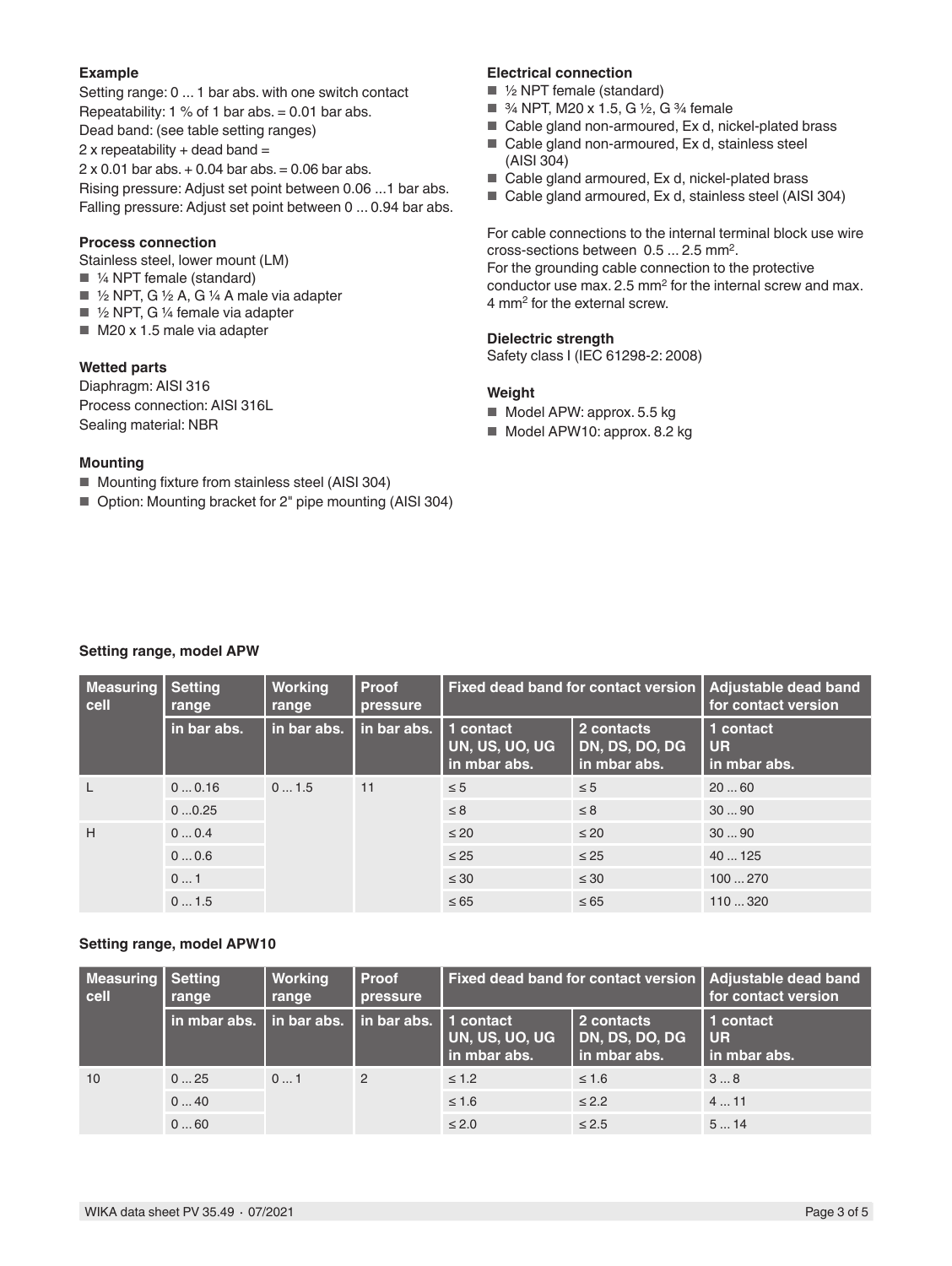**Example**

Setting range: 0 ... 1 bar abs. with one switch contact
Repeatability: 1 % of 1 bar abs. = 0.01 bar abs.
Dead band: (see table setting ranges)
2 x repeatability + dead band =
2 x 0.01 bar abs. + 0.04 bar abs. = 0.06 bar abs.
Rising pressure: Adjust set point between 0.06 ...1 bar abs.
Falling pressure: Adjust set point between 0 ... 0.94 bar abs.

**Process connection**

Stainless steel, lower mount (LM)

- ¼ NPT female (standard)
- ½ NPT, G ½ A, G ¼ A male via adapter
- ½ NPT, G ¼ female via adapter
- M20 x 1.5 male via adapter

**Wetted parts**

Diaphragm: AISI 316
Process connection: AISI 316L
Sealing material: NBR

**Mounting**

- Mounting fixture from stainless steel (AISI 304)
- Option: Mounting bracket for 2" pipe mounting (AISI 304)

**Electrical connection**

- ½ NPT female (standard)
- ¾ NPT, M20 x 1.5, G ½, G ¾ female
- Cable gland non-armoured, Ex d, nickel-plated brass
- Cable gland non-armoured, Ex d, stainless steel (AISI 304)
- Cable gland armoured, Ex d, nickel-plated brass
- Cable gland armoured, Ex d, stainless steel (AISI 304)

For cable connections to the internal terminal block use wire cross-sections between 0.5 ... 2.5 mm².
For the grounding cable connection to the protective conductor use max. 2.5 mm² for the internal screw and max. 4 mm² for the external screw.

**Dielectric strength**

Safety class I (IEC 61298-2: 2008)

**Weight**

- Model APW: approx. 5.5 kg
- Model APW10: approx. 8.2 kg

**Setting range, model APW**

| Measuring cell | Setting range | Working range | Proof pressure | Fixed dead band for contact version | | Adjustable dead band for contact version |
|---|---|---|---|---|---|---|
| | in bar abs. | in bar abs. | in bar abs. | 1 contact UN, US, UO, UG in mbar abs. | 2 contacts DN, DS, DO, DG in mbar abs. | 1 contact UR in mbar abs. |
| L | 0 ... 0.16 | 0 ... 1.5 | 11 | ≤ 5 | ≤ 5 | 20 ... 60 |
| | 0 ...0.25 | | | ≤ 8 | ≤ 8 | 30 ... 90 |
| H | 0 ... 0.4 | | | ≤ 20 | ≤ 20 | 30 ... 90 |
| | 0 ... 0.6 | | | ≤ 25 | ≤ 25 | 40 ... 125 |
| | 0 ... 1 | | | ≤ 30 | ≤ 30 | 100 ... 270 |
| | 0 ... 1.5 | | | ≤ 65 | ≤ 65 | 110 ... 320 |

**Setting range, model APW10**

| Measuring cell | Setting range | Working range | Proof pressure | Fixed dead band for contact version | | Adjustable dead band for contact version |
|---|---|---|---|---|---|---|
| | in mbar abs. | in bar abs. | in bar abs. | 1 contact UN, US, UO, UG in mbar abs. | 2 contacts DN, DS, DO, DG in mbar abs. | 1 contact UR in mbar abs. |
| 10 | 0 ... 25 | 0 ... 1 | 2 | ≤ 1.2 | ≤ 1.6 | 3 ... 8 |
| | 0 ... 40 | | | ≤ 1.6 | ≤ 2.2 | 4 ... 11 |
| | 0 ... 60 | | | ≤ 2.0 | ≤ 2.5 | 5 ... 14 |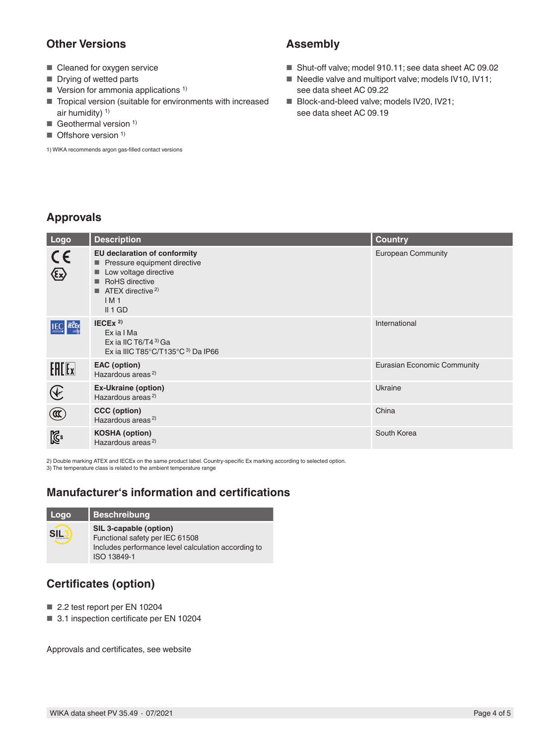## Other Versions

- Cleaned for oxygen service
- Drying of wetted parts
- Version for ammonia applications [1]
- Tropical version (suitable for environments with increased air humidity) [1]
- Geothermal version [1]
- Offshore version [1]

1) WIKA recommends argon gas-filled contact versions

## Assembly

- Shut-off valve; model 910.11; see data sheet AC 09.02
- Needle valve and multiport valve; models IV10, IV11; see data sheet AC 09.22
- Block-and-bleed valve; models IV20, IV21; see data sheet AC 09.19

## Approvals

| Logo | Description | Country |
|---|---|---|
| | **EU declaration of conformity**<br>- Pressure equipment directive<br>- Low voltage directive<br>- RoHS directive<br>- ATEX directive [2]<br>I M 1<br>II 1 GD | European Community |
| | **IECEx** [2]<br>Ex ia I Ma<br>Ex ia IIC T6/T4 [3] Ga<br>Ex ia IIIC T85°C/T135°C [3] Da IP66 | International |
| | **EAC (option)**<br>Hazardous areas [2] | Eurasian Economic Community |
| | **Ex-Ukraine (option)**<br>Hazardous areas [2] | Ukraine |
| | **CCC (option)**<br>Hazardous areas [2] | China |
| | **KOSHA (option)**<br>Hazardous areas [2] | South Korea |

2) Double marking ATEX and IECEx on the same product label. Country-specific Ex marking according to selected option.
3) The temperature class is related to the ambient temperature range

## Manufacturer‘s information and certifications

| Logo | Beschreibung |
|---|---|
| | **SIL 3-capable (option)**<br>Functional safety per IEC 61508<br>Includes performance level calculation according to ISO 13849-1 |

## Certificates (option)

- 2.2 test report per EN 10204
- 3.1 inspection certificate per EN 10204

Approvals and certificates, see website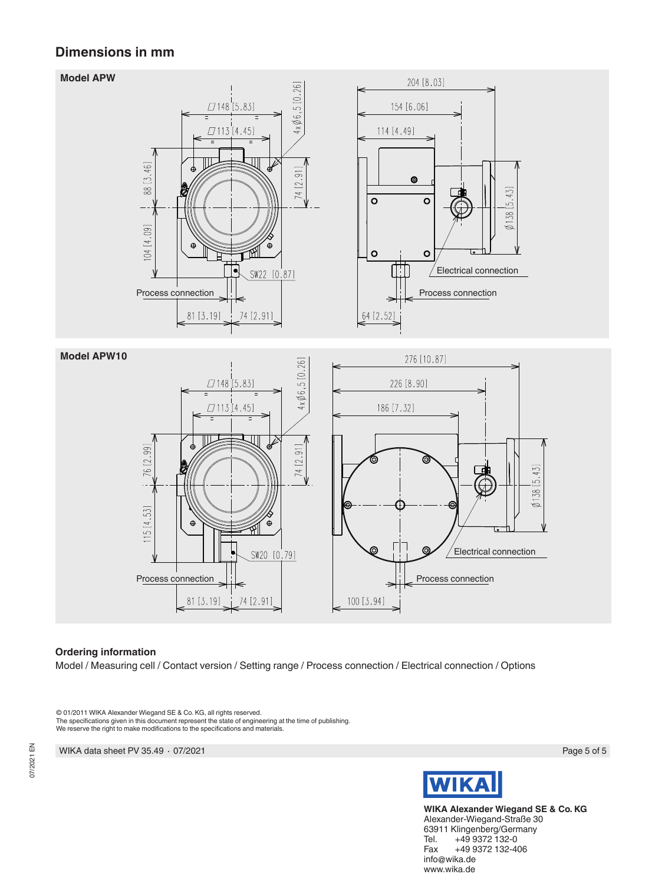## Dimensions in mm

**Model APW**

□148 [5.83]
□113 [4.45]
4x Ø6.5 [0.26]
88 [3.46]
104 [4.09]
74 [2.91]
SW22 [0.87]
Process connection
81 [3.19]
74 [2.91]
204 [8.03]
154 [6.06]
114 [4.49]
Ø138 [5.43]
Electrical connection
Process connection
64 [2.52]

**Model APW10**

□148 [5.83]
□113 [4.45]
4x Ø6.5 [0.26]
76 [2.99]
115 [4.53]
74 [2.91]
SW20 [0.79]
Process connection
81 [3.19]
74 [2.91]
276 [10.87]
226 [8.90]
186 [7.32]
Ø138 [5.43]
Electrical connection
Process connection
100 [3.94]

### Ordering information

Model / Measuring cell / Contact version / Setting range / Process connection / Electrical connection / Options

© 01/2011 WIKA Alexander Wiegand SE & Co. KG, all rights reserved.
The specifications given in this document represent the state of engineering at the time of publishing.
We reserve the right to make modifications to the specifications and materials.

**WIKA Alexander Wiegand SE & Co. KG**
Alexander-Wiegand-Straße 30
63911 Klingenberg/Germany
Tel. +49 9372 132-0
Fax +49 9372 132-406
info@wika.de
www.wika.de